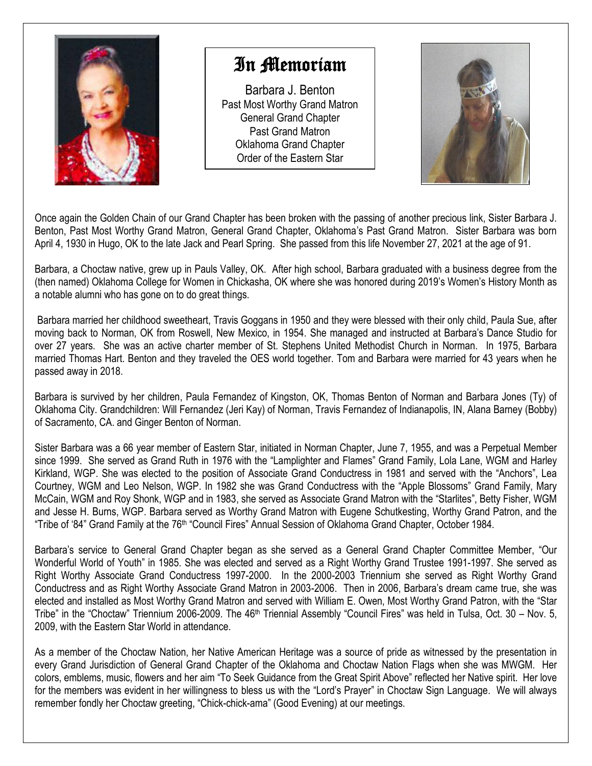# In Memoriam

Barbara J. Benton
Past Most Worthy Grand Matron
General Grand Chapter
Past Grand Matron
Oklahoma Grand Chapter
Order of the Eastern Star

Once again the Golden Chain of our Grand Chapter has been broken with the passing of another precious link, Sister Barbara J. Benton, Past Most Worthy Grand Matron, General Grand Chapter, Oklahoma's Past Grand Matron. Sister Barbara was born April 4, 1930 in Hugo, OK to the late Jack and Pearl Spring. She passed from this life November 27, 2021 at the age of 91.

Barbara, a Choctaw native, grew up in Pauls Valley, OK. After high school, Barbara graduated with a business degree from the (then named) Oklahoma College for Women in Chickasha, OK where she was honored during 2019's Women's History Month as a notable alumni who has gone on to do great things.

Barbara married her childhood sweetheart, Travis Goggans in 1950 and they were blessed with their only child, Paula Sue, after moving back to Norman, OK from Roswell, New Mexico, in 1954. She managed and instructed at Barbara's Dance Studio for over 27 years. She was an active charter member of St. Stephens United Methodist Church in Norman. In 1975, Barbara married Thomas Hart. Benton and they traveled the OES world together. Tom and Barbara were married for 43 years when he passed away in 2018.

Barbara is survived by her children, Paula Fernandez of Kingston, OK, Thomas Benton of Norman and Barbara Jones (Ty) of Oklahoma City. Grandchildren: Will Fernandez (Jeri Kay) of Norman, Travis Fernandez of Indianapolis, IN, Alana Barney (Bobby) of Sacramento, CA. and Ginger Benton of Norman.

Sister Barbara was a 66 year member of Eastern Star, initiated in Norman Chapter, June 7, 1955, and was a Perpetual Member since 1999. She served as Grand Ruth in 1976 with the "Lamplighter and Flames" Grand Family, Lola Lane, WGM and Harley Kirkland, WGP. She was elected to the position of Associate Grand Conductress in 1981 and served with the "Anchors", Lea Courtney, WGM and Leo Nelson, WGP. In 1982 she was Grand Conductress with the "Apple Blossoms" Grand Family, Mary McCain, WGM and Roy Shonk, WGP and in 1983, she served as Associate Grand Matron with the "Starlites", Betty Fisher, WGM and Jesse H. Burns, WGP. Barbara served as Worthy Grand Matron with Eugene Schutkesting, Worthy Grand Patron, and the "Tribe of '84" Grand Family at the 76th "Council Fires" Annual Session of Oklahoma Grand Chapter, October 1984.

Barbara's service to General Grand Chapter began as she served as a General Grand Chapter Committee Member, "Our Wonderful World of Youth" in 1985. She was elected and served as a Right Worthy Grand Trustee 1991-1997. She served as Right Worthy Associate Grand Conductress 1997-2000. In the 2000-2003 Triennium she served as Right Worthy Grand Conductress and as Right Worthy Associate Grand Matron in 2003-2006. Then in 2006, Barbara's dream came true, she was elected and installed as Most Worthy Grand Matron and served with William E. Owen, Most Worthy Grand Patron, with the "Star Tribe" in the "Choctaw" Triennium 2006-2009. The 46th Triennial Assembly "Council Fires" was held in Tulsa, Oct. 30 – Nov. 5, 2009, with the Eastern Star World in attendance.

As a member of the Choctaw Nation, her Native American Heritage was a source of pride as witnessed by the presentation in every Grand Jurisdiction of General Grand Chapter of the Oklahoma and Choctaw Nation Flags when she was MWGM. Her colors, emblems, music, flowers and her aim "To Seek Guidance from the Great Spirit Above" reflected her Native spirit. Her love for the members was evident in her willingness to bless us with the "Lord's Prayer" in Choctaw Sign Language. We will always remember fondly her Choctaw greeting, "Chick-chick-ama" (Good Evening) at our meetings.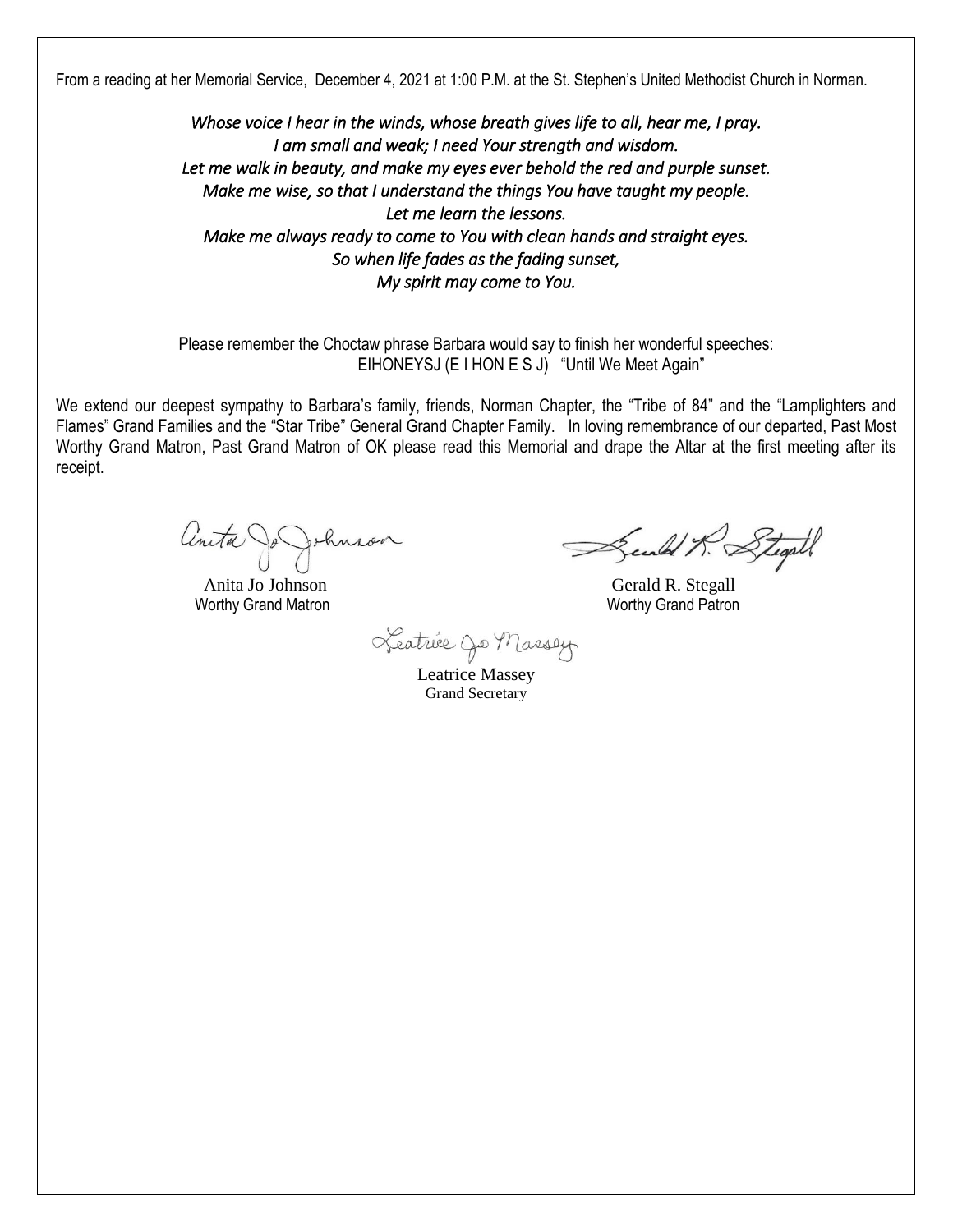From a reading at her Memorial Service, December 4, 2021 at 1:00 P.M. at the St. Stephen's United Methodist Church in Norman.

*Whose voice I hear in the winds, whose breath gives life to all, hear me, I pray.*
*I am small and weak; I need Your strength and wisdom.*
*Let me walk in beauty, and make my eyes ever behold the red and purple sunset.*
*Make me wise, so that I understand the things You have taught my people.*
*Let me learn the lessons.*
*Make me always ready to come to You with clean hands and straight eyes.*
*So when life fades as the fading sunset,*
*My spirit may come to You.*

Please remember the Choctaw phrase Barbara would say to finish her wonderful speeches:
EIHONEYSJ (E I HON E S J) "Until We Meet Again"

We extend our deepest sympathy to Barbara's family, friends, Norman Chapter, the "Tribe of 84" and the "Lamplighters and Flames" Grand Families and the "Star Tribe" General Grand Chapter Family. In loving remembrance of our departed, Past Most Worthy Grand Matron, Past Grand Matron of OK please read this Memorial and drape the Altar at the first meeting after its receipt.

Anita Jo Johnson
Worthy Grand Matron

Gerald R. Stegall
Worthy Grand Patron

Leatrice Massey
Grand Secretary